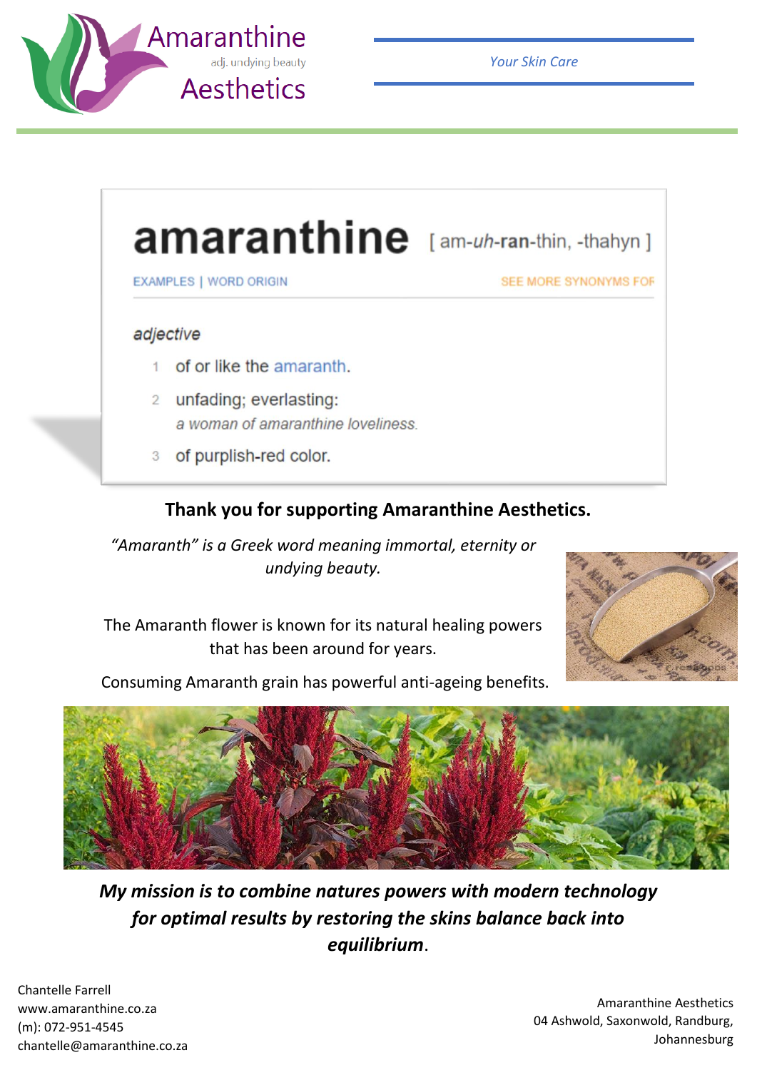# Amaranthine Aesthetics

adj. undying beauty

*Your Skin Care*

## amaranthine [ am-*uh*-**ran**-thin, -thahyn ]

EXAMPLES | WORD ORIGIN SEE MORE SYNONYMS FOR

*adjective*

1. of or like the amaranth.
2. unfading; everlasting:
   *a woman of amaranthine loveliness.*
3. of purplish-red color.

**Thank you for supporting Amaranthine Aesthetics.**

*"Amaranth" is a Greek word meaning immortal, eternity or undying beauty.*

The Amaranth flower is known for its natural healing powers that has been around for years.

Consuming Amaranth grain has powerful anti-ageing benefits.

***My mission is to combine natures powers with modern technology for optimal results by restoring the skins balance back into equilibrium.***

Chantelle Farrell
www.amaranthine.co.za
(m): 072-951-4545
chantelle@amaranthine.co.za

Amaranthine Aesthetics
04 Ashwold, Saxonwold, Randburg, Johannesburg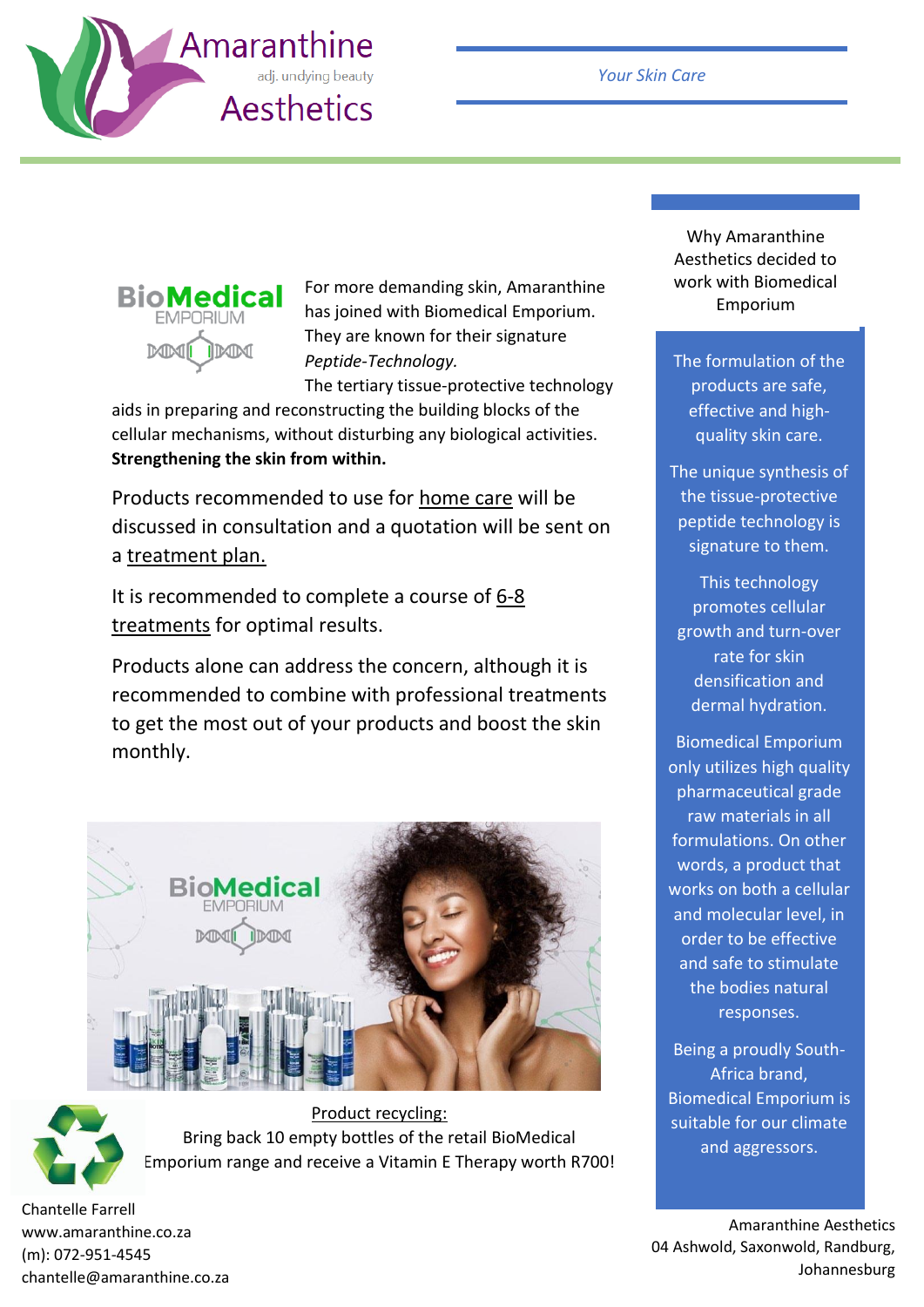Amaranthine

adj. undying beauty

Aesthetics

*Your Skin Care*

For more demanding skin, Amaranthine has joined with Biomedical Emporium. They are known for their signature *Peptide-Technology.* The tertiary tissue-protective technology aids in preparing and reconstructing the building blocks of the cellular mechanisms, without disturbing any biological activities. **Strengthening the skin from within.**

Products recommended to use for home care will be discussed in consultation and a quotation will be sent on a treatment plan.

It is recommended to complete a course of 6-8 treatments for optimal results.

Products alone can address the concern, although it is recommended to combine with professional treatments to get the most out of your products and boost the skin monthly.

Product recycling:

Bring back 10 empty bottles of the retail BioMedical Emporium range and receive a Vitamin E Therapy worth R700!

Why Amaranthine Aesthetics decided to work with Biomedical Emporium

The formulation of the products are safe, effective and high-quality skin care.

The unique synthesis of the tissue-protective peptide technology is signature to them.

This technology promotes cellular growth and turn-over rate for skin densification and dermal hydration.

Biomedical Emporium only utilizes high quality pharmaceutical grade raw materials in all formulations. On other words, a product that works on both a cellular and molecular level, in order to be effective and safe to stimulate the bodies natural responses.

Being a proudly South-Africa brand, Biomedical Emporium is suitable for our climate and aggressors.

Chantelle Farrell
www.amaranthine.co.za
(m): 072-951-4545
chantelle@amaranthine.co.za

Amaranthine Aesthetics
04 Ashwold, Saxonwold, Randburg, Johannesburg